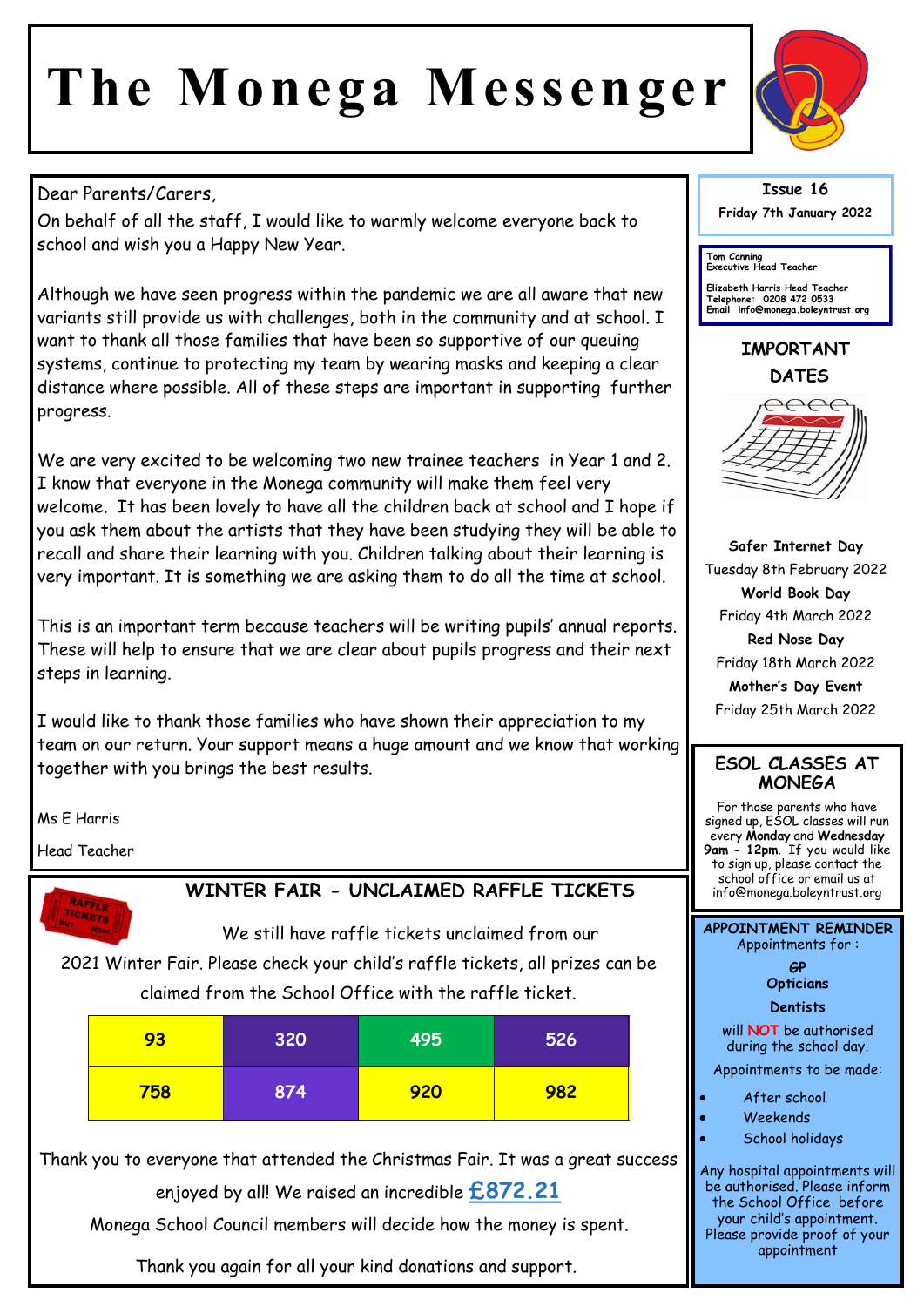# The Monega Messenger

**Issue 16**

**Friday 7th January 2022**

Tom Canning
Executive Head Teacher

Elizabeth Harris Head Teacher
Telephone: 0208 472 0533
Email info@monega.boleyntrust.org

Dear Parents/Carers,

On behalf of all the staff, I would like to warmly welcome everyone back to school and wish you a Happy New Year.

Although we have seen progress within the pandemic we are all aware that new variants still provide us with challenges, both in the community and at school. I want to thank all those families that have been so supportive of our queuing systems, continue to protecting my team by wearing masks and keeping a clear distance where possible. All of these steps are important in supporting further progress.

We are very excited to be welcoming two new trainee teachers in Year 1 and 2. I know that everyone in the Monega community will make them feel very welcome. It has been lovely to have all the children back at school and I hope if you ask them about the artists that they have been studying they will be able to recall and share their learning with you. Children talking about their learning is very important. It is something we are asking them to do all the time at school.

This is an important term because teachers will be writing pupils' annual reports. These will help to ensure that we are clear about pupils progress and their next steps in learning.

I would like to thank those families who have shown their appreciation to my team on our return. Your support means a huge amount and we know that working together with you brings the best results.

Ms E Harris

Head Teacher

## WINTER FAIR - UNCLAIMED RAFFLE TICKETS

We still have raffle tickets unclaimed from our 2021 Winter Fair. Please check your child's raffle tickets, all prizes can be claimed from the School Office with the raffle ticket.

| 93 | 320 | 495 | 526 |
|---|---|---|---|
| 758 | 874 | 920 | 982 |

Thank you to everyone that attended the Christmas Fair. It was a great success enjoyed by all! We raised an incredible **£872.21**

Monega School Council members will decide how the money is spent.

Thank you again for all your kind donations and support.

## IMPORTANT DATES

**Safer Internet Day**
Tuesday 8th February 2022

**World Book Day**
Friday 4th March 2022

**Red Nose Day**
Friday 18th March 2022

**Mother's Day Event**
Friday 25th March 2022

## ESOL CLASSES AT MONEGA

For those parents who have signed up, ESOL classes will run every **Monday** and **Wednesday** **9am - 12pm**. If you would like to sign up, please contact the school office or email us at info@monega.boleyntrust.org

## APPOINTMENT REMINDER

Appointments for :

**GP**
**Opticians**
**Dentists**

will **NOT** be authorised during the school day.

Appointments to be made:

- After school
- Weekends
- School holidays

Any hospital appointments will be authorised. Please inform the School Office before your child's appointment. Please provide proof of your appointment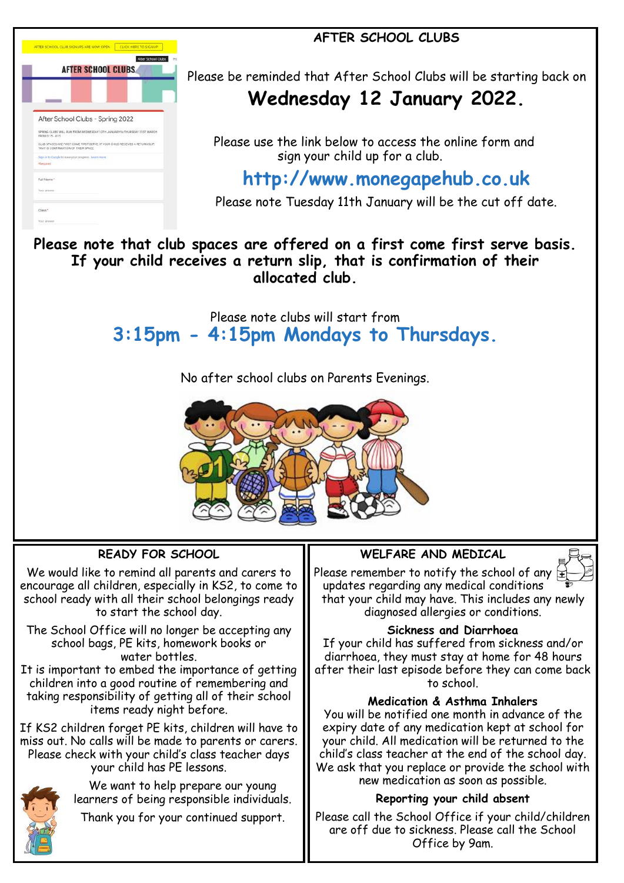## AFTER SCHOOL CLUBS

Please be reminded that After School Clubs will be starting back on

**Wednesday 12 January 2022.**

Please use the link below to access the online form and sign your child up for a club.

**http://www.monegapehub.co.uk**

Please note Tuesday 11th January will be the cut off date.

**Please note that club spaces are offered on a first come first serve basis. If your child receives a return slip, that is confirmation of their allocated club.**

Please note clubs will start from

**3:15pm - 4:15pm Mondays to Thursdays.**

No after school clubs on Parents Evenings.

## READY FOR SCHOOL

We would like to remind all parents and carers to encourage all children, especially in KS2, to come to school ready with all their school belongings ready to start the school day.

The School Office will no longer be accepting any school bags, PE kits, homework books or water bottles.

It is important to embed the importance of getting children into a good routine of remembering and taking responsibility of getting all of their school items ready night before.

If KS2 children forget PE kits, children will have to miss out. No calls will be made to parents or carers. Please check with your child's class teacher days your child has PE lessons.

We want to help prepare our young learners of being responsible individuals.

Thank you for your continued support.

## WELFARE AND MEDICAL

Please remember to notify the school of any updates regarding any medical conditions that your child may have. This includes any newly diagnosed allergies or conditions.

**Sickness and Diarrhoea**

If your child has suffered from sickness and/or diarrhoea, they must stay at home for 48 hours after their last episode before they can come back to school.

**Medication & Asthma Inhalers**

You will be notified one month in advance of the expiry date of any medication kept at school for your child. All medication will be returned to the child's class teacher at the end of the school day. We ask that you replace or provide the school with new medication as soon as possible.

**Reporting your child absent**

Please call the School Office if your child/children are off due to sickness. Please call the School Office by 9am.